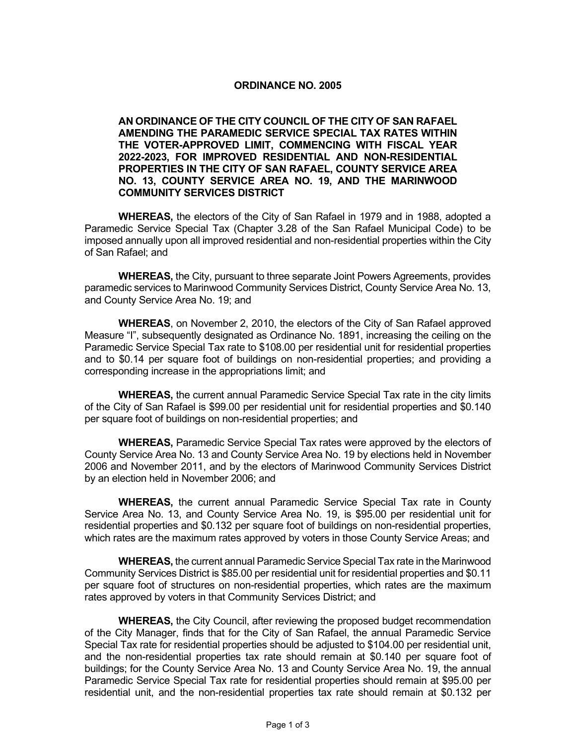# ORDINANCE NO. 2005

**AN ORDINANCE OF THE CITY COUNCIL OF THE CITY OF SAN RAFAEL AMENDING THE PARAMEDIC SERVICE SPECIAL TAX RATES WITHIN THE VOTER-APPROVED LIMIT, COMMENCING WITH FISCAL YEAR 2022-2023, FOR IMPROVED RESIDENTIAL AND NON-RESIDENTIAL PROPERTIES IN THE CITY OF SAN RAFAEL, COUNTY SERVICE AREA NO. 13, COUNTY SERVICE AREA NO. 19, AND THE MARINWOOD COMMUNITY SERVICES DISTRICT**

**WHEREAS,** the electors of the City of San Rafael in 1979 and in 1988, adopted a Paramedic Service Special Tax (Chapter 3.28 of the San Rafael Municipal Code) to be imposed annually upon all improved residential and non-residential properties within the City of San Rafael; and

**WHEREAS,** the City, pursuant to three separate Joint Powers Agreements, provides paramedic services to Marinwood Community Services District, County Service Area No. 13, and County Service Area No. 19; and

**WHEREAS**, on November 2, 2010, the electors of the City of San Rafael approved Measure "I", subsequently designated as Ordinance No. 1891, increasing the ceiling on the Paramedic Service Special Tax rate to $108.00 per residential unit for residential properties and to $0.14 per square foot of buildings on non-residential properties; and providing a corresponding increase in the appropriations limit; and

**WHEREAS,** the current annual Paramedic Service Special Tax rate in the city limits of the City of San Rafael is $99.00 per residential unit for residential properties and $0.140 per square foot of buildings on non-residential properties; and

**WHEREAS,** Paramedic Service Special Tax rates were approved by the electors of County Service Area No. 13 and County Service Area No. 19 by elections held in November 2006 and November 2011, and by the electors of Marinwood Community Services District by an election held in November 2006; and

**WHEREAS,** the current annual Paramedic Service Special Tax rate in County Service Area No. 13, and County Service Area No. 19, is $95.00 per residential unit for residential properties and $0.132 per square foot of buildings on non-residential properties, which rates are the maximum rates approved by voters in those County Service Areas; and

**WHEREAS,** the current annual Paramedic Service Special Tax rate in the Marinwood Community Services District is $85.00 per residential unit for residential properties and $0.11 per square foot of structures on non-residential properties, which rates are the maximum rates approved by voters in that Community Services District; and

**WHEREAS,** the City Council, after reviewing the proposed budget recommendation of the City Manager, finds that for the City of San Rafael, the annual Paramedic Service Special Tax rate for residential properties should be adjusted to $104.00 per residential unit, and the non-residential properties tax rate should remain at $0.140 per square foot of buildings; for the County Service Area No. 13 and County Service Area No. 19, the annual Paramedic Service Special Tax rate for residential properties should remain at $95.00 per residential unit, and the non-residential properties tax rate should remain at $0.132 per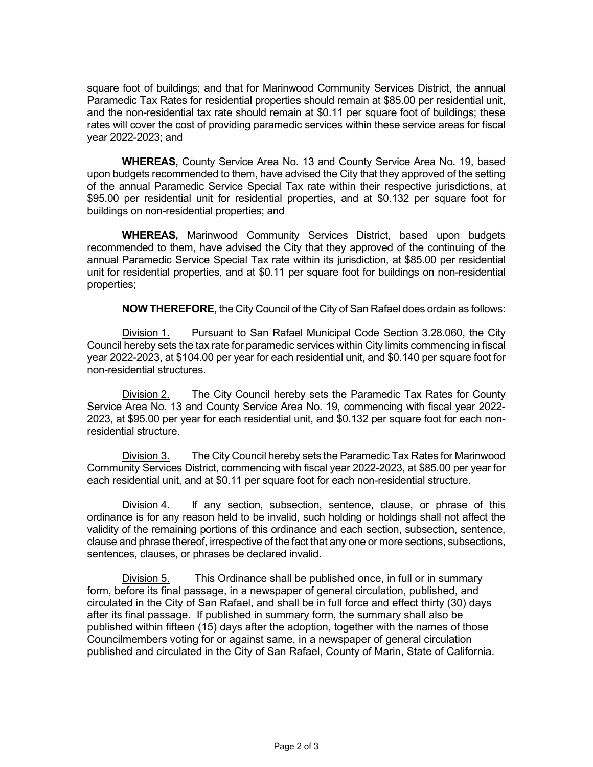square foot of buildings; and that for Marinwood Community Services District, the annual Paramedic Tax Rates for residential properties should remain at $85.00 per residential unit, and the non-residential tax rate should remain at $0.11 per square foot of buildings; these rates will cover the cost of providing paramedic services within these service areas for fiscal year 2022-2023; and

**WHEREAS,** County Service Area No. 13 and County Service Area No. 19, based upon budgets recommended to them, have advised the City that they approved of the setting of the annual Paramedic Service Special Tax rate within their respective jurisdictions, at $95.00 per residential unit for residential properties, and at $0.132 per square foot for buildings on non-residential properties; and

**WHEREAS,** Marinwood Community Services District, based upon budgets recommended to them, have advised the City that they approved of the continuing of the annual Paramedic Service Special Tax rate within its jurisdiction, at $85.00 per residential unit for residential properties, and at $0.11 per square foot for buildings on non-residential properties;

**NOW THEREFORE,** the City Council of the City of San Rafael does ordain as follows:

Division 1. Pursuant to San Rafael Municipal Code Section 3.28.060, the City Council hereby sets the tax rate for paramedic services within City limits commencing in fiscal year 2022-2023, at $104.00 per year for each residential unit, and $0.140 per square foot for non-residential structures.

Division 2. The City Council hereby sets the Paramedic Tax Rates for County Service Area No. 13 and County Service Area No. 19, commencing with fiscal year 2022-2023, at $95.00 per year for each residential unit, and $0.132 per square foot for each non-residential structure.

Division 3. The City Council hereby sets the Paramedic Tax Rates for Marinwood Community Services District, commencing with fiscal year 2022-2023, at $85.00 per year for each residential unit, and at $0.11 per square foot for each non-residential structure.

Division 4. If any section, subsection, sentence, clause, or phrase of this ordinance is for any reason held to be invalid, such holding or holdings shall not affect the validity of the remaining portions of this ordinance and each section, subsection, sentence, clause and phrase thereof, irrespective of the fact that any one or more sections, subsections, sentences, clauses, or phrases be declared invalid.

Division 5. This Ordinance shall be published once, in full or in summary form, before its final passage, in a newspaper of general circulation, published, and circulated in the City of San Rafael, and shall be in full force and effect thirty (30) days after its final passage. If published in summary form, the summary shall also be published within fifteen (15) days after the adoption, together with the names of those Councilmembers voting for or against same, in a newspaper of general circulation published and circulated in the City of San Rafael, County of Marin, State of California.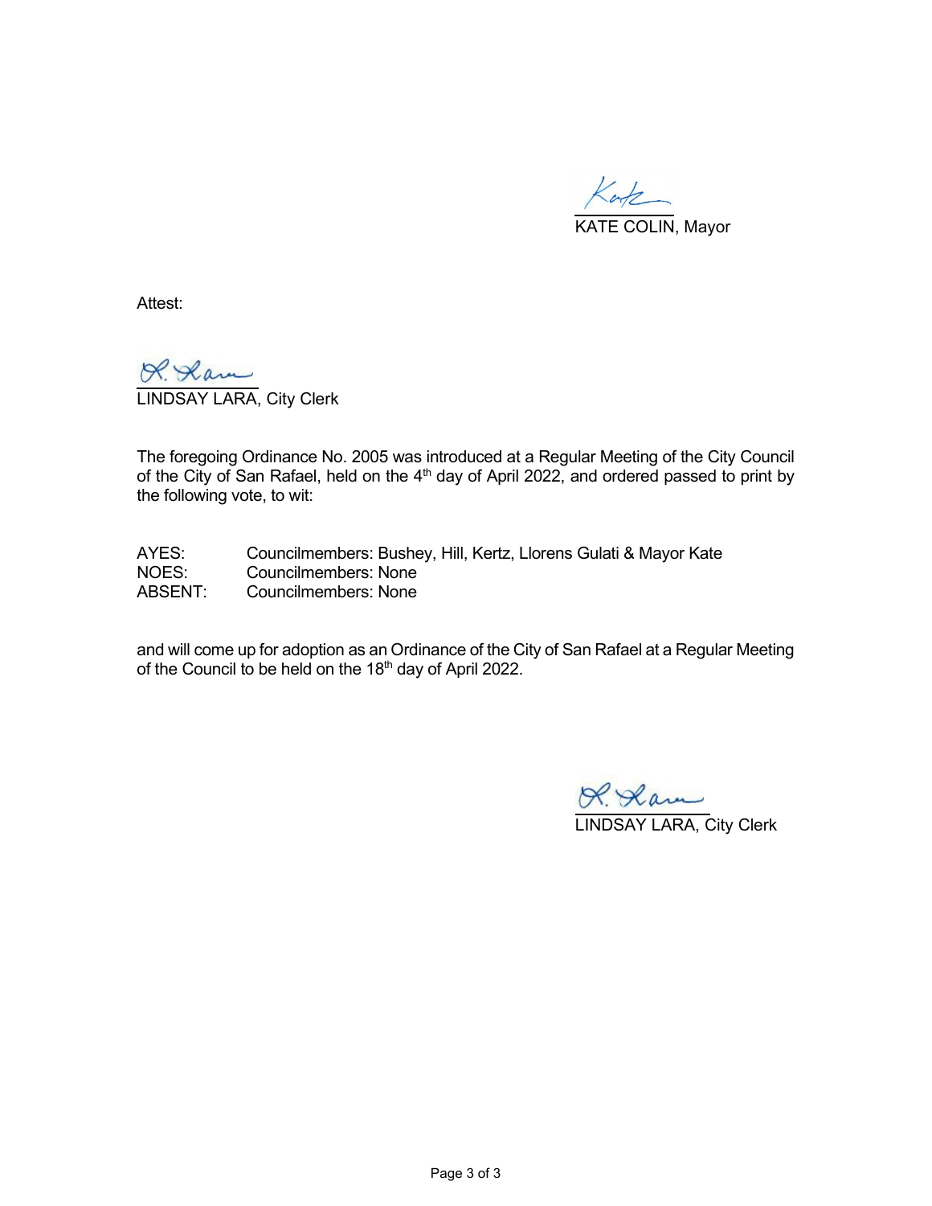KATE COLIN, Mayor

Attest:

LINDSAY LARA, City Clerk

The foregoing Ordinance No. 2005 was introduced at a Regular Meeting of the City Council of the City of San Rafael, held on the 4th day of April 2022, and ordered passed to print by the following vote, to wit:

| | |
|---|---|
| AYES: | Councilmembers: Bushey, Hill, Kertz, Llorens Gulati & Mayor Kate |
| NOES: | Councilmembers: None |
| ABSENT: | Councilmembers: None |

and will come up for adoption as an Ordinance of the City of San Rafael at a Regular Meeting of the Council to be held on the 18th day of April 2022.

LINDSAY LARA, City Clerk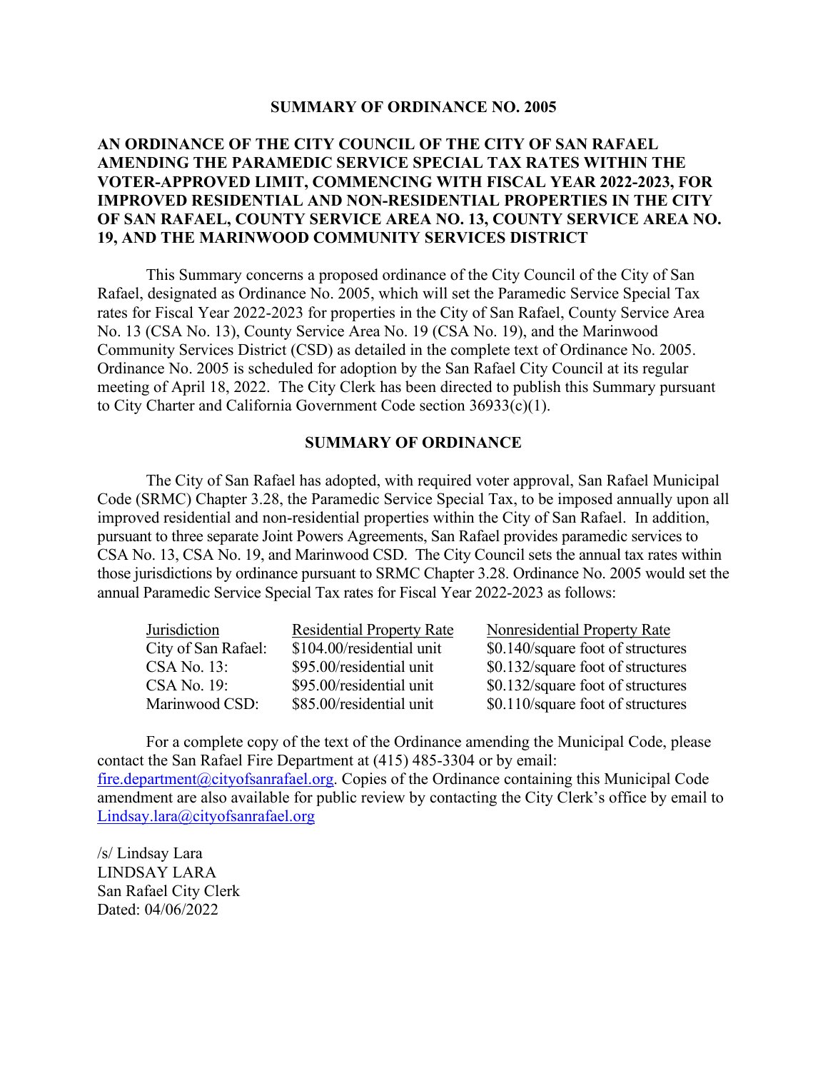# SUMMARY OF ORDINANCE NO. 2005

## AN ORDINANCE OF THE CITY COUNCIL OF THE CITY OF SAN RAFAEL AMENDING THE PARAMEDIC SERVICE SPECIAL TAX RATES WITHIN THE VOTER-APPROVED LIMIT, COMMENCING WITH FISCAL YEAR 2022-2023, FOR IMPROVED RESIDENTIAL AND NON-RESIDENTIAL PROPERTIES IN THE CITY OF SAN RAFAEL, COUNTY SERVICE AREA NO. 13, COUNTY SERVICE AREA NO. 19, AND THE MARINWOOD COMMUNITY SERVICES DISTRICT

This Summary concerns a proposed ordinance of the City Council of the City of San Rafael, designated as Ordinance No. 2005, which will set the Paramedic Service Special Tax rates for Fiscal Year 2022-2023 for properties in the City of San Rafael, County Service Area No. 13 (CSA No. 13), County Service Area No. 19 (CSA No. 19), and the Marinwood Community Services District (CSD) as detailed in the complete text of Ordinance No. 2005. Ordinance No. 2005 is scheduled for adoption by the San Rafael City Council at its regular meeting of April 18, 2022. The City Clerk has been directed to publish this Summary pursuant to City Charter and California Government Code section 36933(c)(1).

## SUMMARY OF ORDINANCE

The City of San Rafael has adopted, with required voter approval, San Rafael Municipal Code (SRMC) Chapter 3.28, the Paramedic Service Special Tax, to be imposed annually upon all improved residential and non-residential properties within the City of San Rafael. In addition, pursuant to three separate Joint Powers Agreements, San Rafael provides paramedic services to CSA No. 13, CSA No. 19, and Marinwood CSD. The City Council sets the annual tax rates within those jurisdictions by ordinance pursuant to SRMC Chapter 3.28. Ordinance No. 2005 would set the annual Paramedic Service Special Tax rates for Fiscal Year 2022-2023 as follows:

| Jurisdiction | Residential Property Rate | Nonresidential Property Rate |
|---|---|---|
| City of San Rafael: | $104.00/residential unit | $0.140/square foot of structures |
| CSA No. 13: | $95.00/residential unit | $0.132/square foot of structures |
| CSA No. 19: | $95.00/residential unit | $0.132/square foot of structures |
| Marinwood CSD: | $85.00/residential unit | $0.110/square foot of structures |

For a complete copy of the text of the Ordinance amending the Municipal Code, please contact the San Rafael Fire Department at (415) 485-3304 or by email: fire.department@cityofsanrafael.org. Copies of the Ordinance containing this Municipal Code amendment are also available for public review by contacting the City Clerk's office by email to Lindsay.lara@cityofsanrafael.org

/s/ Lindsay Lara
LINDSAY LARA
San Rafael City Clerk
Dated: 04/06/2022